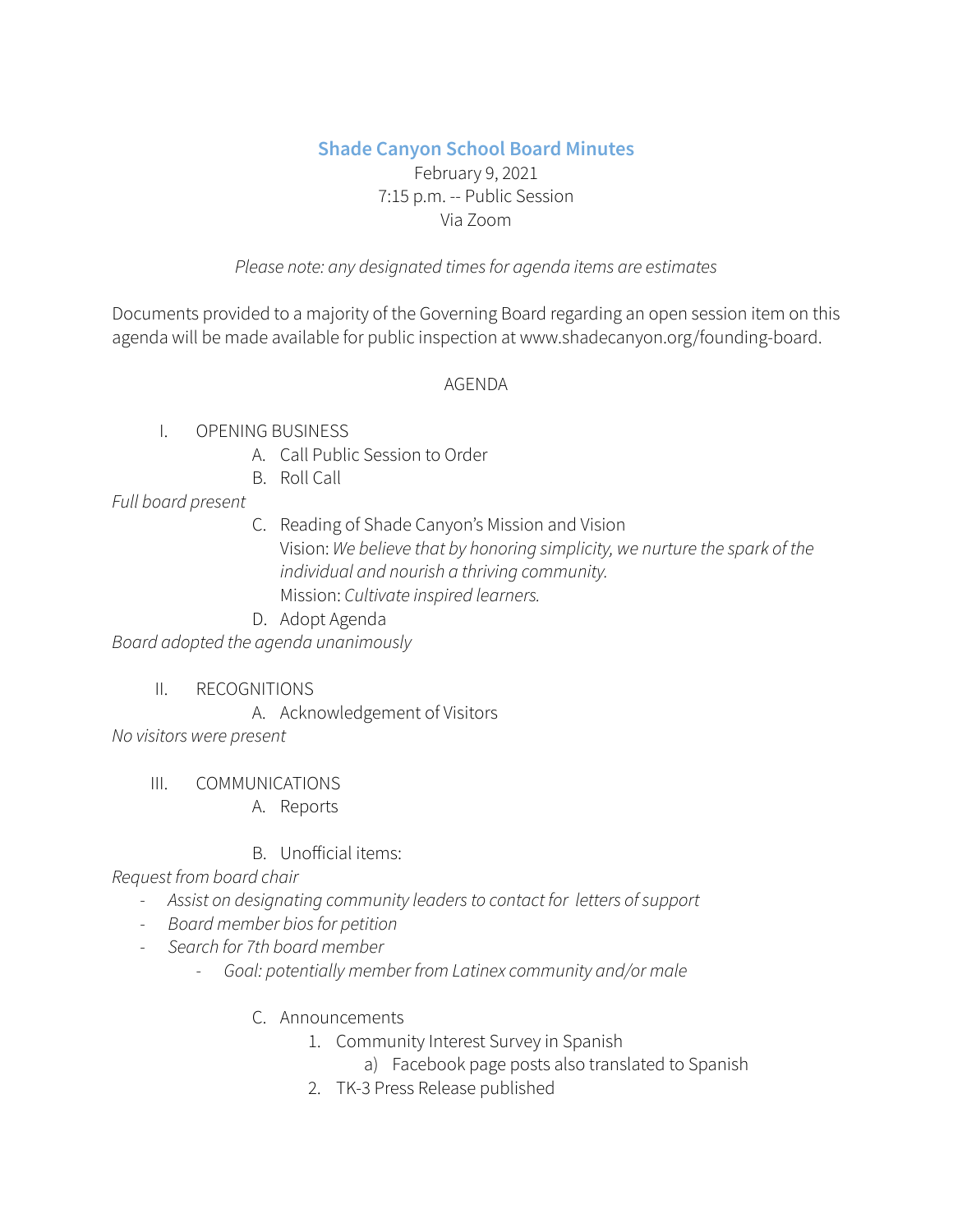# Shade Canyon School Board Minutes

February 9, 2021
7:15 p.m. -- Public Session
Via Zoom

*Please note: any designated times for agenda items are estimates*

Documents provided to a majority of the Governing Board regarding an open session item on this agenda will be made available for public inspection at www.shadecanyon.org/founding-board.

AGENDA

I. OPENING BUSINESS
   A. Call Public Session to Order
   B. Roll Call

*Full board present*

   C. Reading of Shade Canyon's Mission and Vision
      Vision: *We believe that by honoring simplicity, we nurture the spark of the individual and nourish a thriving community.*
      Mission: *Cultivate inspired learners.*
   D. Adopt Agenda

*Board adopted the agenda unanimously*

II. RECOGNITIONS
   A. Acknowledgement of Visitors

*No visitors were present*

III. COMMUNICATIONS
   A. Reports

   B. Unofficial items:

*Request from board chair*
- *Assist on designating community leaders to contact for letters of support*
- *Board member bios for petition*
- *Search for 7th board member*
  - *Goal: potentially member from Latinex community and/or male*

   C. Announcements
      1. Community Interest Survey in Spanish
         a) Facebook page posts also translated to Spanish
      2. TK-3 Press Release published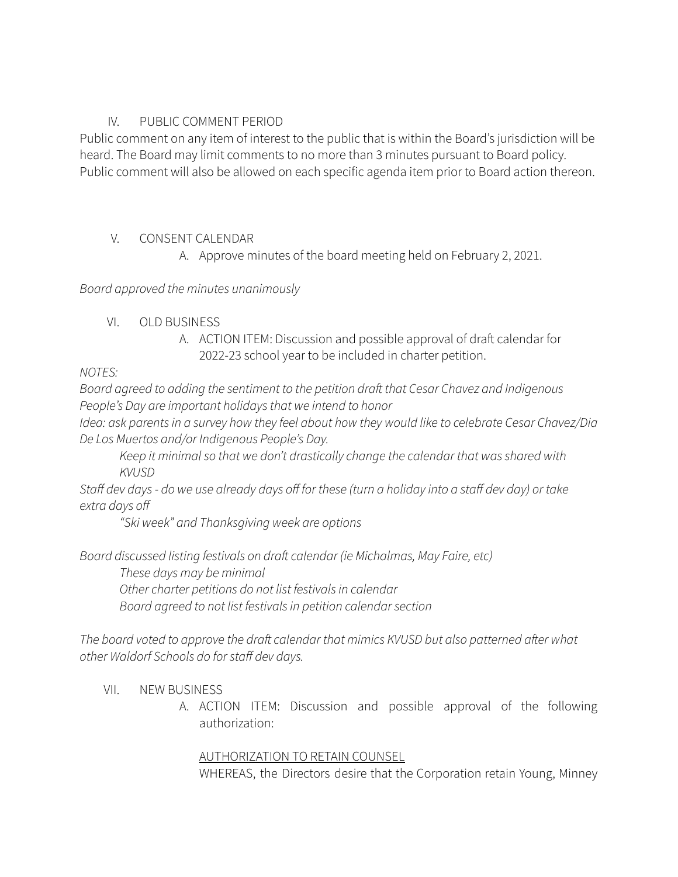IV. PUBLIC COMMENT PERIOD

Public comment on any item of interest to the public that is within the Board's jurisdiction will be heard. The Board may limit comments to no more than 3 minutes pursuant to Board policy. Public comment will also be allowed on each specific agenda item prior to Board action thereon.

V. CONSENT CALENDAR

A. Approve minutes of the board meeting held on February 2, 2021.

*Board approved the minutes unanimously*

VI. OLD BUSINESS

A. ACTION ITEM: Discussion and possible approval of draft calendar for 2022-23 school year to be included in charter petition.

*NOTES:*

*Board agreed to adding the sentiment to the petition draft that Cesar Chavez and Indigenous People's Day are important holidays that we intend to honor*

*Idea: ask parents in a survey how they feel about how they would like to celebrate Cesar Chavez/Dia De Los Muertos and/or Indigenous People's Day.*

*Keep it minimal so that we don't drastically change the calendar that was shared with KVUSD*

*Staff dev days - do we use already days off for these (turn a holiday into a staff dev day) or take extra days off*

*"Ski week" and Thanksgiving week are options*

*Board discussed listing festivals on draft calendar (ie Michalmas, May Faire, etc)*

*These days may be minimal*

*Other charter petitions do not list festivals in calendar*

*Board agreed to not list festivals in petition calendar section*

*The board voted to approve the draft calendar that mimics KVUSD but also patterned after what other Waldorf Schools do for staff dev days.*

VII. NEW BUSINESS

A. ACTION ITEM: Discussion and possible approval of the following authorization:

AUTHORIZATION TO RETAIN COUNSEL

WHEREAS, the Directors desire that the Corporation retain Young, Minney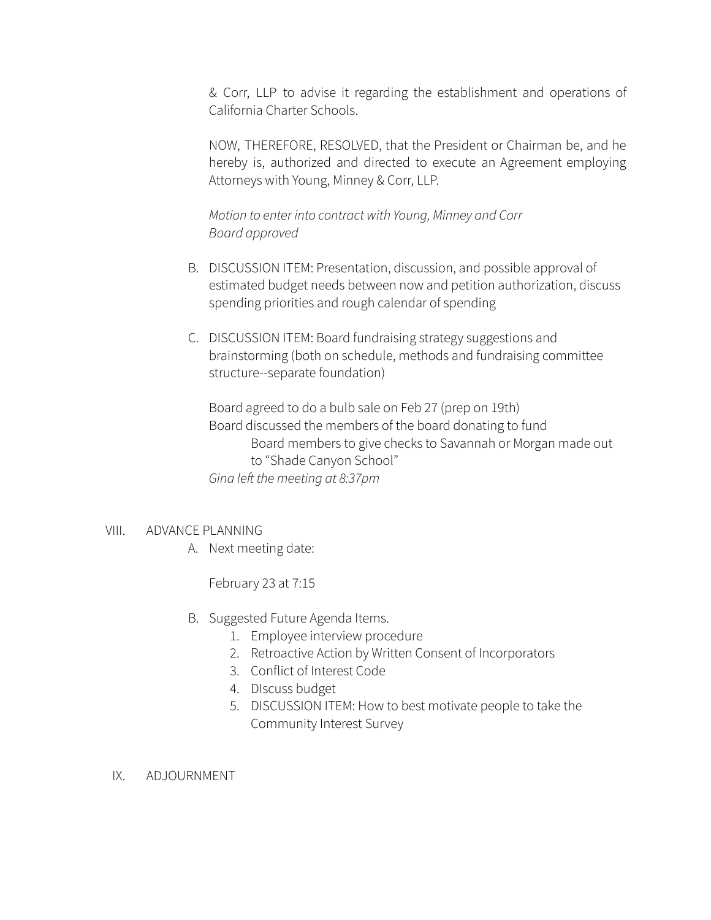& Corr, LLP to advise it regarding the establishment and operations of California Charter Schools.

NOW, THEREFORE, RESOLVED, that the President or Chairman be, and he hereby is, authorized and directed to execute an Agreement employing Attorneys with Young, Minney & Corr, LLP.

*Motion to enter into contract with Young, Minney and Corr*
*Board approved*

B. DISCUSSION ITEM: Presentation, discussion, and possible approval of estimated budget needs between now and petition authorization, discuss spending priorities and rough calendar of spending

C. DISCUSSION ITEM: Board fundraising strategy suggestions and brainstorming (both on schedule, methods and fundraising committee structure--separate foundation)

Board agreed to do a bulb sale on Feb 27 (prep on 19th)
Board discussed the members of the board donating to fund
    Board members to give checks to Savannah or Morgan made out to "Shade Canyon School"
*Gina left the meeting at 8:37pm*

VIII. ADVANCE PLANNING

A. Next meeting date:

February 23 at 7:15

B. Suggested Future Agenda Items.
1. Employee interview procedure
2. Retroactive Action by Written Consent of Incorporators
3. Conflict of Interest Code
4. DIscuss budget
5. DISCUSSION ITEM: How to best motivate people to take the Community Interest Survey

IX. ADJOURNMENT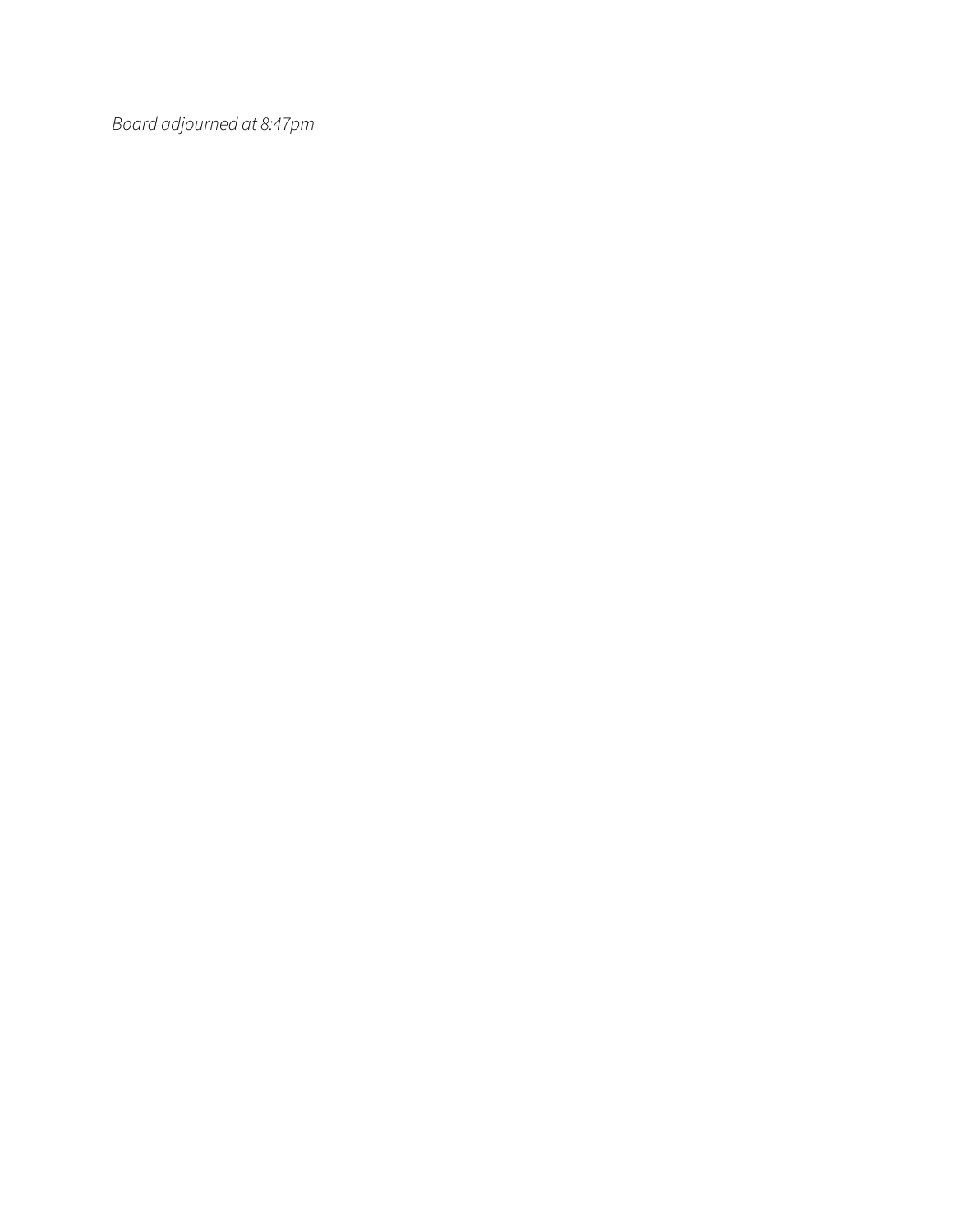*Board adjourned at 8:47pm*